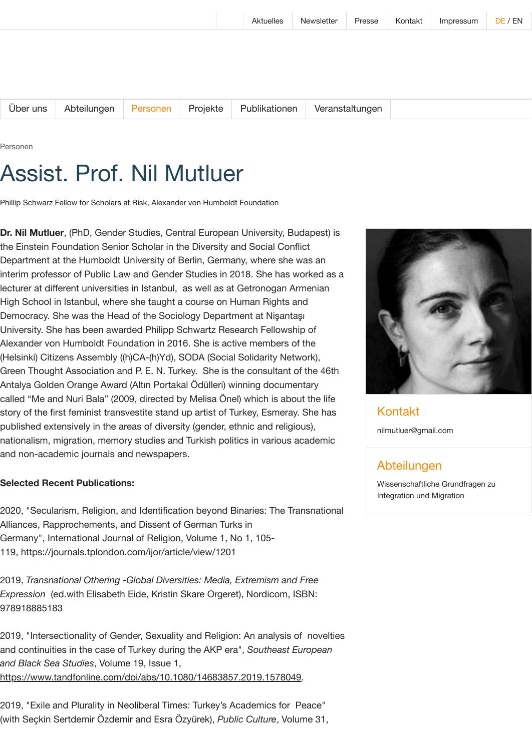Aktuelles | Newsletter | Presse | Kontakt | Impressum | DE / EN

Über uns | Abteilungen | Personen | Projekte | Publikationen | Veranstaltungen

Personen

# Assist. Prof. Nil Mutluer

Phillip Schwarz Fellow for Scholars at Risk, Alexander von Humboldt Foundation

**Dr. Nil Mutluer**, (PhD, Gender Studies, Central European University, Budapest) is the Einstein Foundation Senior Scholar in the Diversity and Social Conflict Department at the Humboldt University of Berlin, Germany, where she was an interim professor of Public Law and Gender Studies in 2018. She has worked as a lecturer at different universities in Istanbul, as well as at Getronogan Armenian High School in Istanbul, where she taught a course on Human Rights and Democracy. She was the Head of the Sociology Department at Nişantaşı University. She has been awarded Philipp Schwartz Research Fellowship of Alexander von Humboldt Foundation in 2016. She is active members of the (Helsinki) Citizens Assembly ((h)CA-(h)Yd), SODA (Social Solidarity Network), Green Thought Association and P. E. N. Turkey. She is the consultant of the 46th Antalya Golden Orange Award (Altın Portakal Ödülleri) winning documentary called “Me and Nuri Bala” (2009, directed by Melisa Önel) which is about the life story of the first feminist transvestite stand up artist of Turkey, Esmeray. She has published extensively in the areas of diversity (gender, ethnic and religious), nationalism, migration, memory studies and Turkish politics in various academic and non-academic journals and newspapers.

## Kontakt

nilmutluer@gmail.com

## Abteilungen

Wissenschaftliche Grundfragen zu Integration und Migration

**Selected Recent Publications:**

2020, "Secularism, Religion, and Identification beyond Binaries: The Transnational Alliances, Rapprochements, and Dissent of German Turks in Germany", International Journal of Religion, Volume 1, No 1, 105-119, https://journals.tplondon.com/ijor/article/view/1201

2019, *Transnational Othering -Global Diversities: Media, Extremism and Free Expression* (ed.with Elisabeth Eide, Kristin Skare Orgeret), Nordicom, ISBN: 978918885183

2019, "Intersectionality of Gender, Sexuality and Religion: An analysis of novelties and continuities in the case of Turkey during the AKP era", *Southeast European and Black Sea Studies*, Volume 19, Issue 1, https://www.tandfonline.com/doi/abs/10.1080/14683857.2019.1578049.

2019, "Exile and Plurality in Neoliberal Times: Turkey’s Academics for Peace" (with Seçkin Sertdemir Özdemir and Esra Özyürek), *Public Culture*, Volume 31,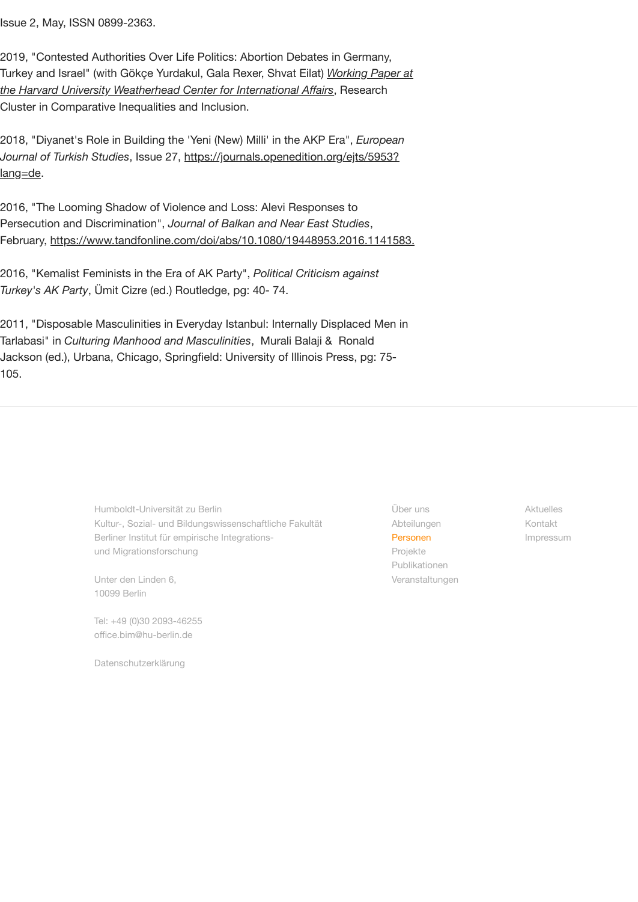Issue 2, May, ISSN 0899-2363.

2019, "Contested Authorities Over Life Politics: Abortion Debates in Germany, Turkey and Israel" (with Gökçe Yurdakul, Gala Rexer, Shvat Eilat) *Working Paper at the Harvard University Weatherhead Center for International Affairs*, Research Cluster in Comparative Inequalities and Inclusion.

2018, "Diyanet's Role in Building the 'Yeni (New) Milli' in the AKP Era", *European Journal of Turkish Studies*, Issue 27, https://journals.openedition.org/ejts/5953?lang=de.

2016, "The Looming Shadow of Violence and Loss: Alevi Responses to Persecution and Discrimination", *Journal of Balkan and Near East Studies*, February, https://www.tandfonline.com/doi/abs/10.1080/19448953.2016.1141583.

2016, "Kemalist Feminists in the Era of AK Party", *Political Criticism against Turkey's AK Party*, Ümit Cizre (ed.) Routledge, pg: 40- 74.

2011, "Disposable Masculinities in Everyday Istanbul: Internally Displaced Men in Tarlabasi" in *Culturing Manhood and Masculinities*, Murali Balaji & Ronald Jackson (ed.), Urbana, Chicago, Springfield: University of Illinois Press, pg: 75-105.

---

Humboldt-Universität zu Berlin
Kultur-, Sozial- und Bildungswissenschaftliche Fakultät
Berliner Institut für empirische Integrations- und Migrationsforschung

Unter den Linden 6,
10099 Berlin

Tel: +49 (0)30 2093-46255
office.bim@hu-berlin.de

Datenschutzerklärung

Über uns
Abteilungen
Personen
Projekte
Publikationen
Veranstaltungen

Aktuelles
Kontakt
Impressum